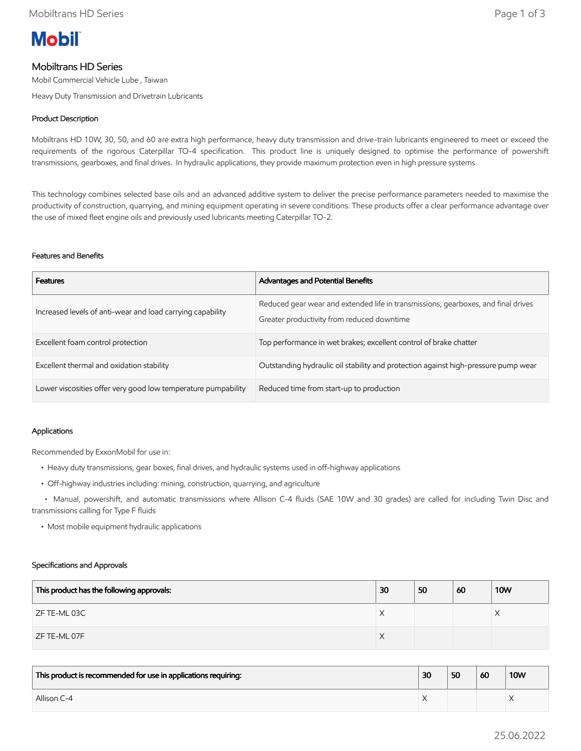# Mobiltrans HD Series

Mobil Commercial Vehicle Lube , Taiwan

Heavy Duty Transmission and Drivetrain Lubricants

## Product Description

Mobiltrans HD 10W, 30, 50, and 60 are extra high performance, heavy duty transmission and drive-train lubricants engineered to meet or exceed the requirements of the rigorous Caterpillar TO-4 specification. This product line is uniquely designed to optimise the performance of powershift transmissions, gearboxes, and final drives. In hydraulic applications, they provide maximum protection even in high pressure systems

This technology combines selected base oils and an advanced additive system to deliver the precise performance parameters needed to maximise the productivity of construction, quarrying, and mining equipment operating in severe conditions. These products offer a clear performance advantage over the use of mixed fleet engine oils and previously used lubricants meeting Caterpillar TO-2.

## Features and Benefits

| Features | Advantages and Potential Benefits |
|---|---|
| Increased levels of anti-wear and load carrying capability | Reduced gear wear and extended life in transmissions, gearboxes, and final drives<br>Greater productivity from reduced downtime |
| Excellent foam control protection | Top performance in wet brakes; excellent control of brake chatter |
| Excellent thermal and oxidation stability | Outstanding hydraulic oil stability and protection against high-pressure pump wear |
| Lower viscosities offer very good low temperature pumpability | Reduced time from start-up to production |

## Applications

Recommended by ExxonMobil for use in:

- Heavy duty transmissions, gear boxes, final drives, and hydraulic systems used in off-highway applications
- Off-highway industries including: mining, construction, quarrying, and agriculture
- Manual, powershift, and automatic transmissions where Allison C-4 fluids (SAE 10W and 30 grades) are called for including Twin Disc and transmissions calling for Type F fluids
- Most mobile equipment hydraulic applications

## Specifications and Approvals

| This product has the following approvals: | 30 | 50 | 60 | 10W |
|---|---|---|---|---|
| ZF TE-ML 03C | X | | | X |
| ZF TE-ML 07F | X | | | |

| This product is recommended for use in applications requiring: | 30 | 50 | 60 | 10W |
|---|---|---|---|---|
| Allison C-4 | X | | | X |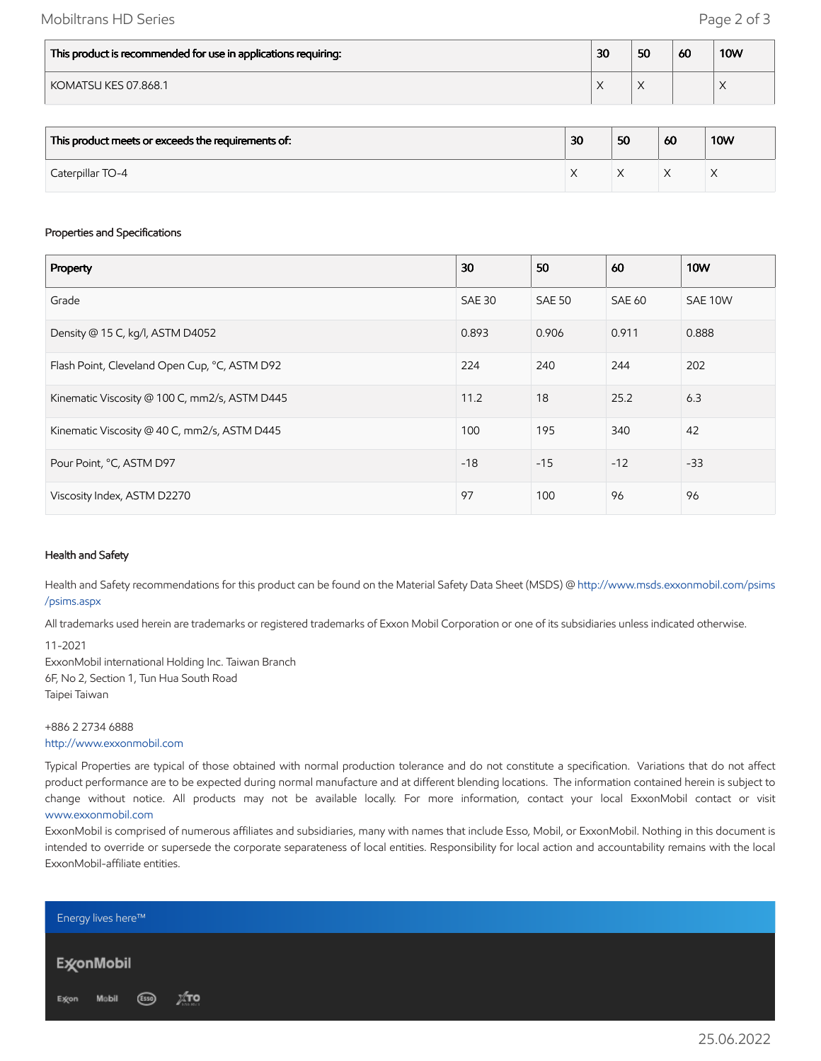| This product is recommended for use in applications requiring: | 30 | 50 | 60 | 10W |
|---|---|---|---|---|
| KOMATSU KES 07.868.1 | X | X | | X |

| This product meets or exceeds the requirements of: | 30 | 50 | 60 | 10W |
|---|---|---|---|---|
| Caterpillar TO-4 | X | X | X | X |

### Properties and Specifications

| Property | 30 | 50 | 60 | 10W |
|---|---|---|---|---|
| Grade | SAE 30 | SAE 50 | SAE 60 | SAE 10W |
| Density @ 15 C, kg/l, ASTM D4052 | 0.893 | 0.906 | 0.911 | 0.888 |
| Flash Point, Cleveland Open Cup, °C, ASTM D92 | 224 | 240 | 244 | 202 |
| Kinematic Viscosity @ 100 C, mm2/s, ASTM D445 | 11.2 | 18 | 25.2 | 6.3 |
| Kinematic Viscosity @ 40 C, mm2/s, ASTM D445 | 100 | 195 | 340 | 42 |
| Pour Point, °C, ASTM D97 | -18 | -15 | -12 | -33 |
| Viscosity Index, ASTM D2270 | 97 | 100 | 96 | 96 |

### Health and Safety

Health and Safety recommendations for this product can be found on the Material Safety Data Sheet (MSDS) @ http://www.msds.exxonmobil.com/psims/psims.aspx

All trademarks used herein are trademarks or registered trademarks of Exxon Mobil Corporation or one of its subsidiaries unless indicated otherwise.

11-2021
ExxonMobil international Holding Inc. Taiwan Branch
6F, No 2, Section 1, Tun Hua South Road
Taipei Taiwan

+886 2 2734 6888
http://www.exxonmobil.com

Typical Properties are typical of those obtained with normal production tolerance and do not constitute a specification. Variations that do not affect product performance are to be expected during normal manufacture and at different blending locations. The information contained herein is subject to change without notice. All products may not be available locally. For more information, contact your local ExxonMobil contact or visit www.exxonmobil.com

ExxonMobil is comprised of numerous affiliates and subsidiaries, many with names that include Esso, Mobil, or ExxonMobil. Nothing in this document is intended to override or supersede the corporate separateness of local entities. Responsibility for local action and accountability remains with the local ExxonMobil-affiliate entities.

Energy lives here™

ExxonMobil

Exxon Mobil Esso XTO

25.06.2022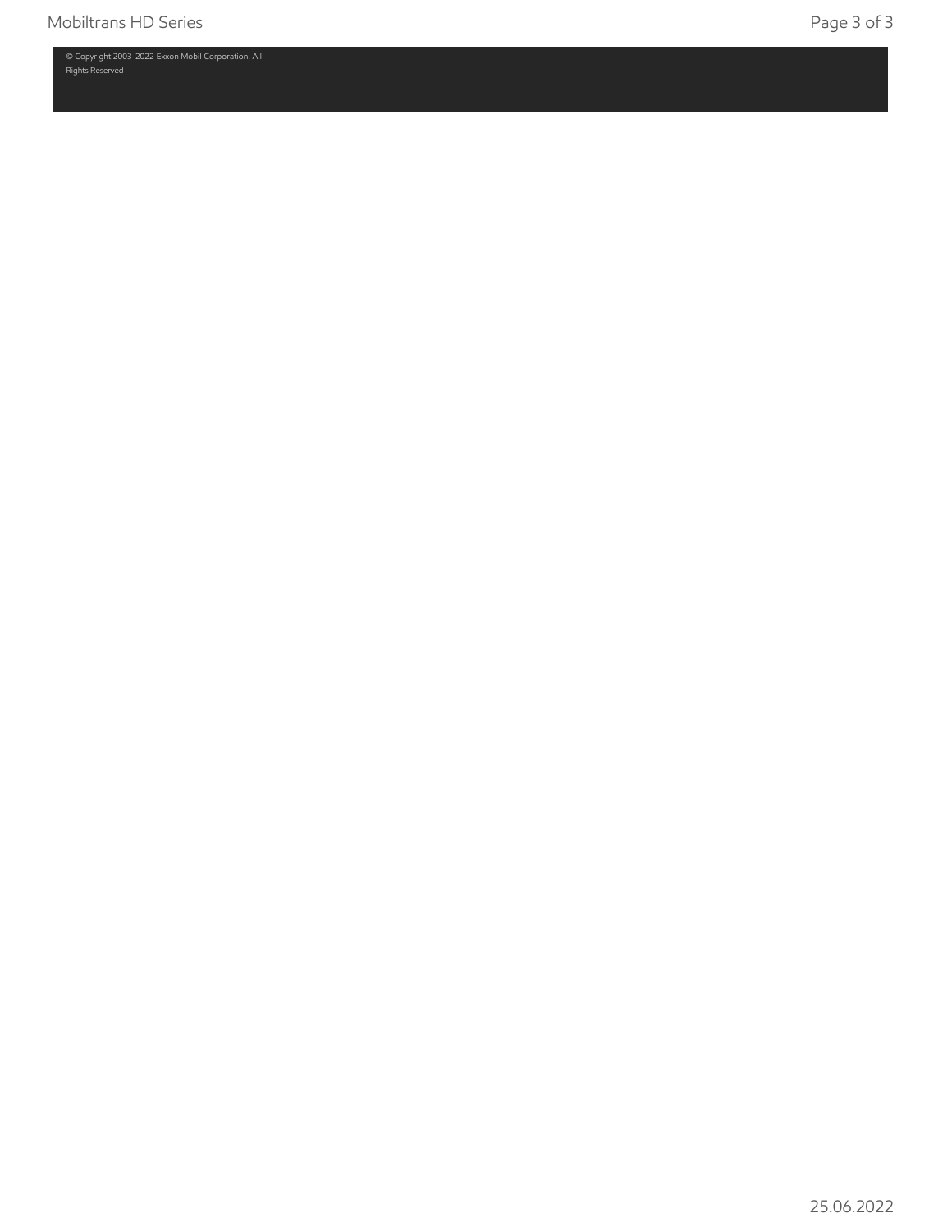© Copyright 2003-2022 Exxon Mobil Corporation. All Rights Reserved